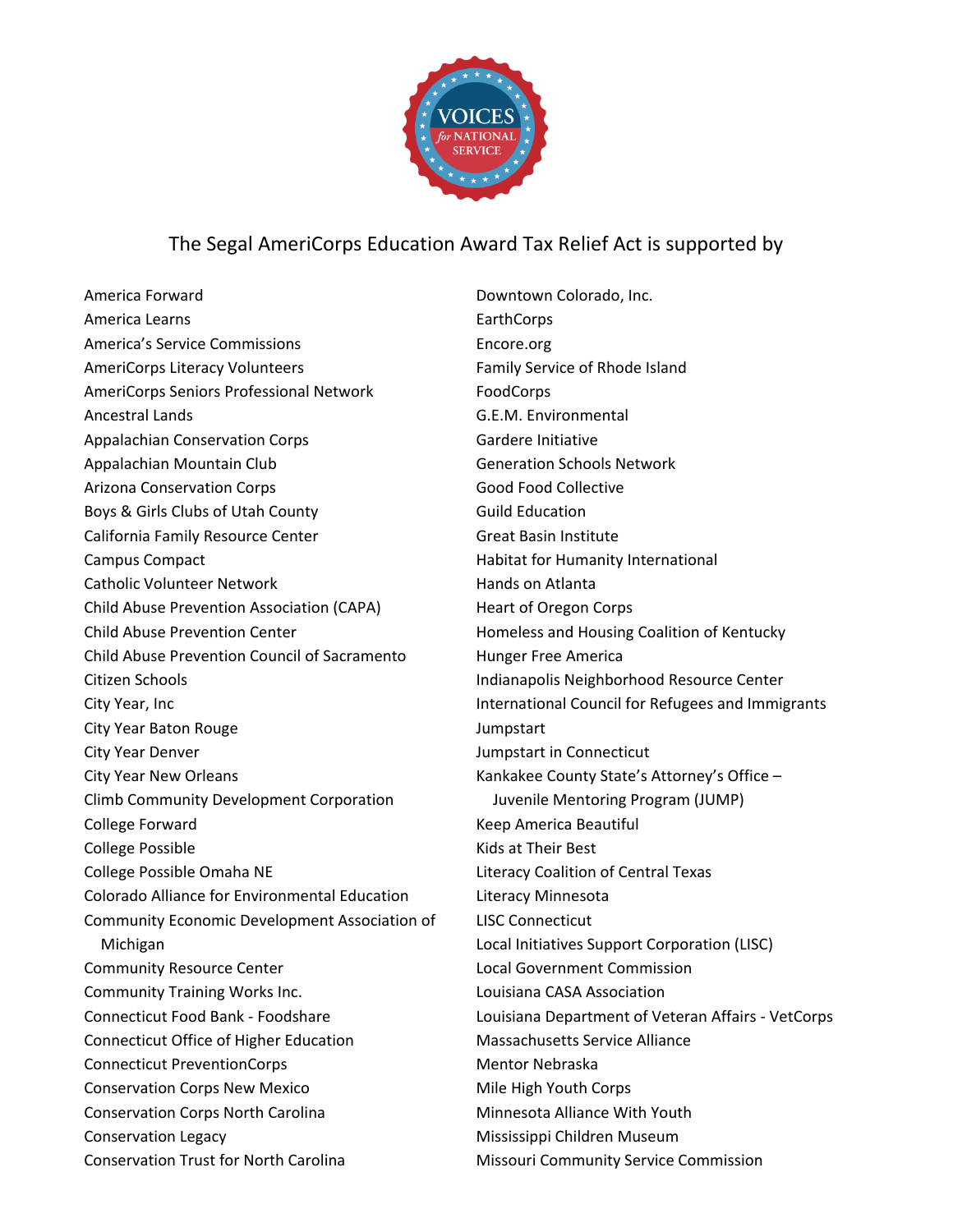# The Segal AmeriCorps Education Award Tax Relief Act is supported by

America Forward
America Learns
America's Service Commissions
AmeriCorps Literacy Volunteers
AmeriCorps Seniors Professional Network
Ancestral Lands
Appalachian Conservation Corps
Appalachian Mountain Club
Arizona Conservation Corps
Boys & Girls Clubs of Utah County
California Family Resource Center
Campus Compact
Catholic Volunteer Network
Child Abuse Prevention Association (CAPA)
Child Abuse Prevention Center
Child Abuse Prevention Council of Sacramento
Citizen Schools
City Year, Inc
City Year Baton Rouge
City Year Denver
City Year New Orleans
Climb Community Development Corporation
College Forward
College Possible
College Possible Omaha NE
Colorado Alliance for Environmental Education
Community Economic Development Association of Michigan
Community Resource Center
Community Training Works Inc.
Connecticut Food Bank - Foodshare
Connecticut Office of Higher Education
Connecticut PreventionCorps
Conservation Corps New Mexico
Conservation Corps North Carolina
Conservation Legacy
Conservation Trust for North Carolina
Downtown Colorado, Inc.
EarthCorps
Encore.org
Family Service of Rhode Island
FoodCorps
G.E.M. Environmental
Gardere Initiative
Generation Schools Network
Good Food Collective
Guild Education
Great Basin Institute
Habitat for Humanity International
Hands on Atlanta
Heart of Oregon Corps
Homeless and Housing Coalition of Kentucky
Hunger Free America
Indianapolis Neighborhood Resource Center
International Council for Refugees and Immigrants
Jumpstart
Jumpstart in Connecticut
Kankakee County State's Attorney's Office – Juvenile Mentoring Program (JUMP)
Keep America Beautiful
Kids at Their Best
Literacy Coalition of Central Texas
Literacy Minnesota
LISC Connecticut
Local Initiatives Support Corporation (LISC)
Local Government Commission
Louisiana CASA Association
Louisiana Department of Veteran Affairs - VetCorps
Massachusetts Service Alliance
Mentor Nebraska
Mile High Youth Corps
Minnesota Alliance With Youth
Mississippi Children Museum
Missouri Community Service Commission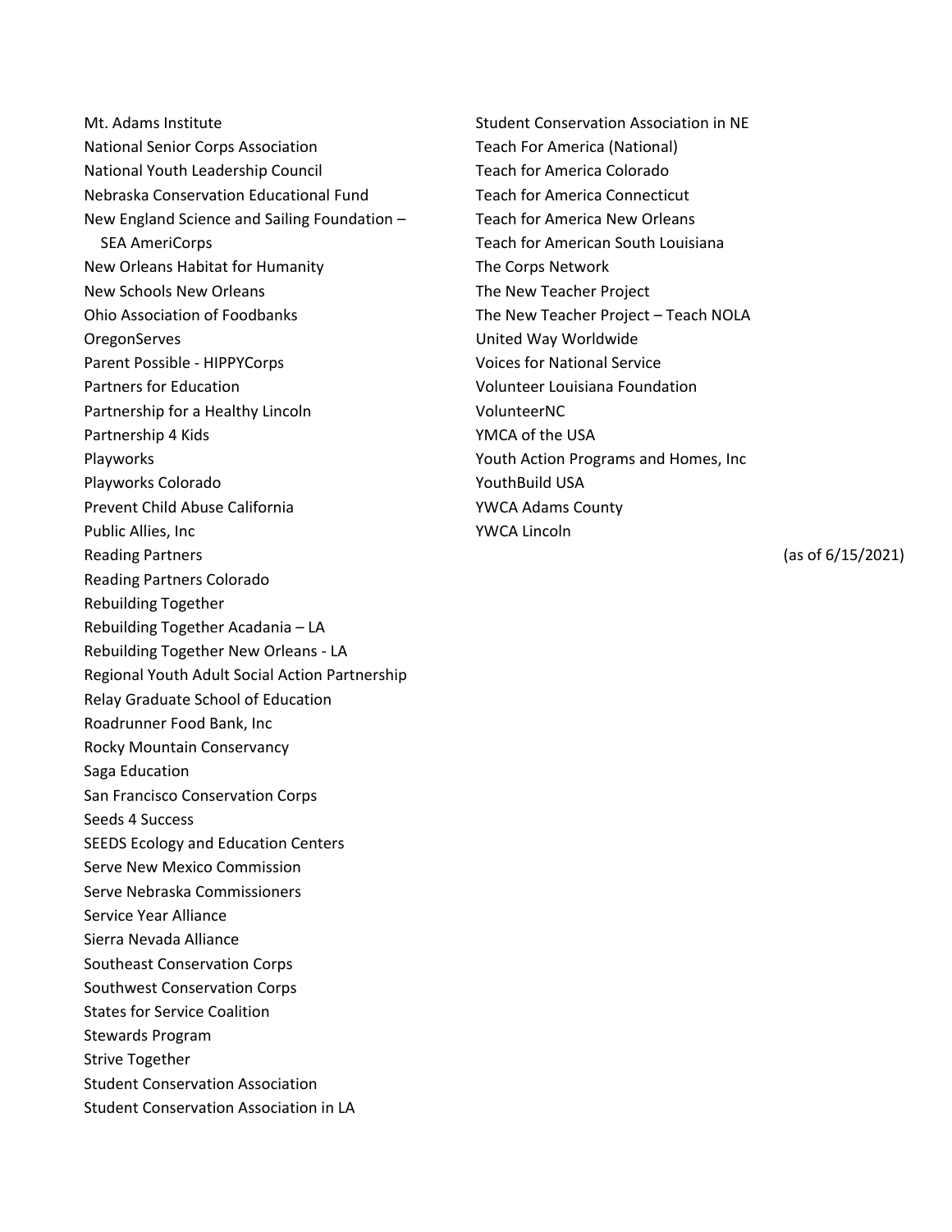Mt. Adams Institute
National Senior Corps Association
National Youth Leadership Council
Nebraska Conservation Educational Fund
New England Science and Sailing Foundation – SEA AmeriCorps
New Orleans Habitat for Humanity
New Schools New Orleans
Ohio Association of Foodbanks
OregonServes
Parent Possible - HIPPYCorps
Partners for Education
Partnership for a Healthy Lincoln
Partnership 4 Kids
Playworks
Playworks Colorado
Prevent Child Abuse California
Public Allies, Inc
Reading Partners
Reading Partners Colorado
Rebuilding Together
Rebuilding Together Acadania – LA
Rebuilding Together New Orleans - LA
Regional Youth Adult Social Action Partnership
Relay Graduate School of Education
Roadrunner Food Bank, Inc
Rocky Mountain Conservancy
Saga Education
San Francisco Conservation Corps
Seeds 4 Success
SEEDS Ecology and Education Centers
Serve New Mexico Commission
Serve Nebraska Commissioners
Service Year Alliance
Sierra Nevada Alliance
Southeast Conservation Corps
Southwest Conservation Corps
States for Service Coalition
Stewards Program
Strive Together
Student Conservation Association
Student Conservation Association in LA
Student Conservation Association in NE
Teach For America (National)
Teach for America Colorado
Teach for America Connecticut
Teach for America New Orleans
Teach for American South Louisiana
The Corps Network
The New Teacher Project
The New Teacher Project – Teach NOLA
United Way Worldwide
Voices for National Service
Volunteer Louisiana Foundation
VolunteerNC
YMCA of the USA
Youth Action Programs and Homes, Inc
YouthBuild USA
YWCA Adams County
YWCA Lincoln

(as of 6/15/2021)